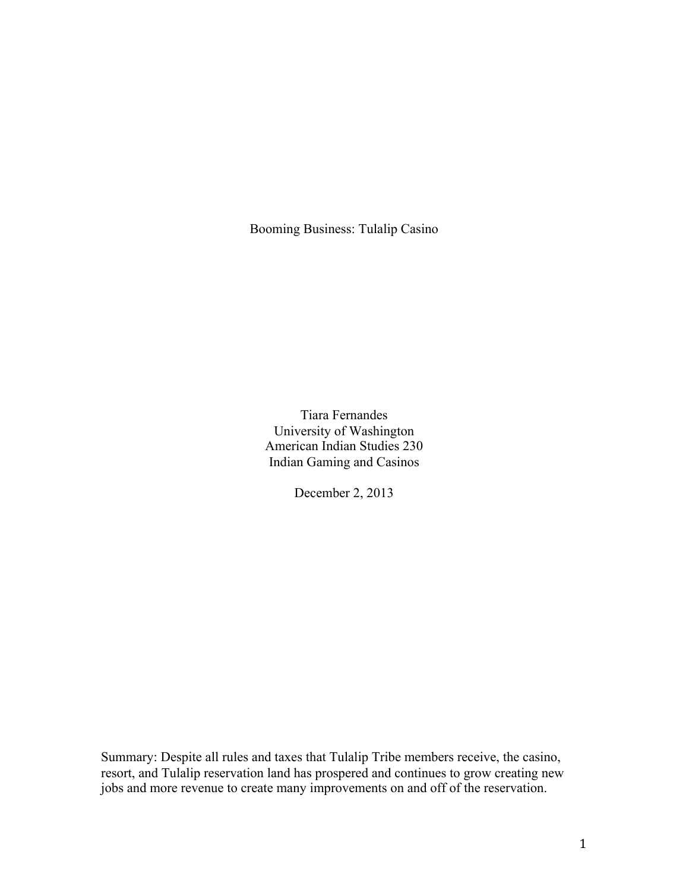# Booming Business: Tulalip Casino

Tiara Fernandes
University of Washington
American Indian Studies 230
Indian Gaming and Casinos

December 2, 2013

Summary: Despite all rules and taxes that Tulalip Tribe members receive, the casino, resort, and Tulalip reservation land has prospered and continues to grow creating new jobs and more revenue to create many improvements on and off of the reservation.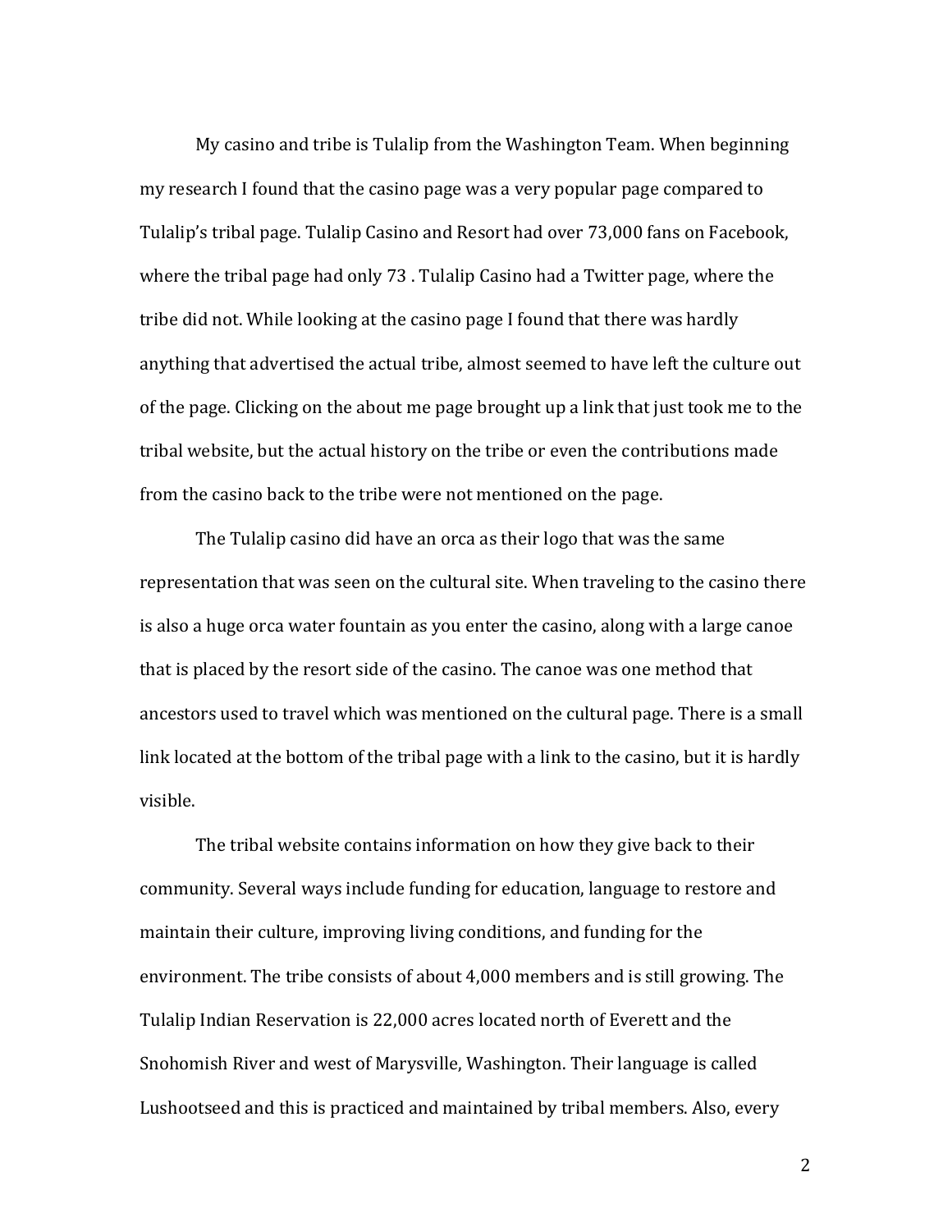My casino and tribe is Tulalip from the Washington Team. When beginning my research I found that the casino page was a very popular page compared to Tulalip's tribal page. Tulalip Casino and Resort had over 73,000 fans on Facebook, where the tribal page had only 73 . Tulalip Casino had a Twitter page, where the tribe did not. While looking at the casino page I found that there was hardly anything that advertised the actual tribe, almost seemed to have left the culture out of the page. Clicking on the about me page brought up a link that just took me to the tribal website, but the actual history on the tribe or even the contributions made from the casino back to the tribe were not mentioned on the page.

The Tulalip casino did have an orca as their logo that was the same representation that was seen on the cultural site. When traveling to the casino there is also a huge orca water fountain as you enter the casino, along with a large canoe that is placed by the resort side of the casino. The canoe was one method that ancestors used to travel which was mentioned on the cultural page. There is a small link located at the bottom of the tribal page with a link to the casino, but it is hardly visible.

The tribal website contains information on how they give back to their community. Several ways include funding for education, language to restore and maintain their culture, improving living conditions, and funding for the environment. The tribe consists of about 4,000 members and is still growing. The Tulalip Indian Reservation is 22,000 acres located north of Everett and the Snohomish River and west of Marysville, Washington. Their language is called Lushootseed and this is practiced and maintained by tribal members. Also, every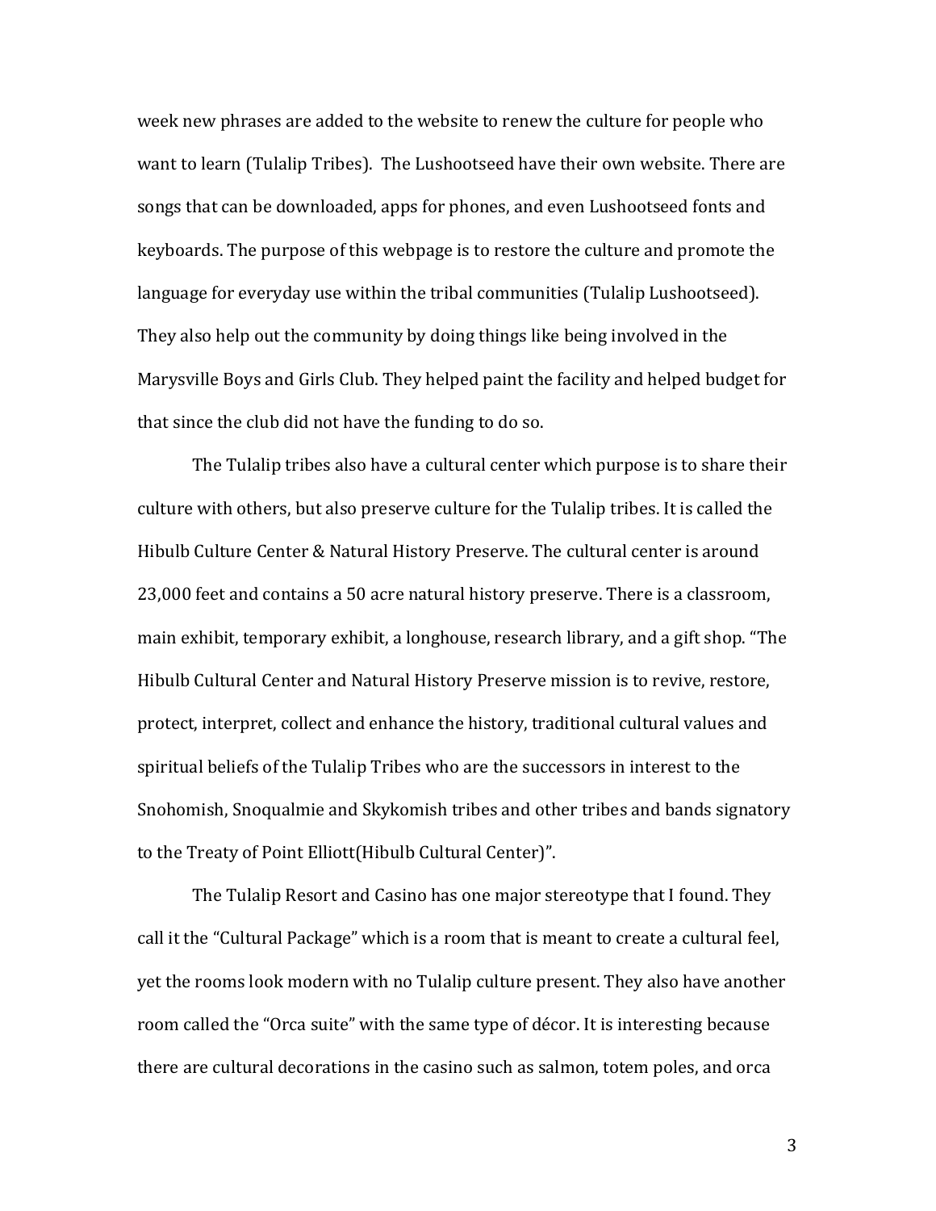week new phrases are added to the website to renew the culture for people who want to learn (Tulalip Tribes). The Lushootseed have their own website. There are songs that can be downloaded, apps for phones, and even Lushootseed fonts and keyboards. The purpose of this webpage is to restore the culture and promote the language for everyday use within the tribal communities (Tulalip Lushootseed). They also help out the community by doing things like being involved in the Marysville Boys and Girls Club. They helped paint the facility and helped budget for that since the club did not have the funding to do so.

The Tulalip tribes also have a cultural center which purpose is to share their culture with others, but also preserve culture for the Tulalip tribes. It is called the Hibulb Culture Center & Natural History Preserve. The cultural center is around 23,000 feet and contains a 50 acre natural history preserve. There is a classroom, main exhibit, temporary exhibit, a longhouse, research library, and a gift shop. "The Hibulb Cultural Center and Natural History Preserve mission is to revive, restore, protect, interpret, collect and enhance the history, traditional cultural values and spiritual beliefs of the Tulalip Tribes who are the successors in interest to the Snohomish, Snoqualmie and Skykomish tribes and other tribes and bands signatory to the Treaty of Point Elliott(Hibulb Cultural Center)".

The Tulalip Resort and Casino has one major stereotype that I found. They call it the "Cultural Package" which is a room that is meant to create a cultural feel, yet the rooms look modern with no Tulalip culture present. They also have another room called the "Orca suite" with the same type of décor. It is interesting because there are cultural decorations in the casino such as salmon, totem poles, and orca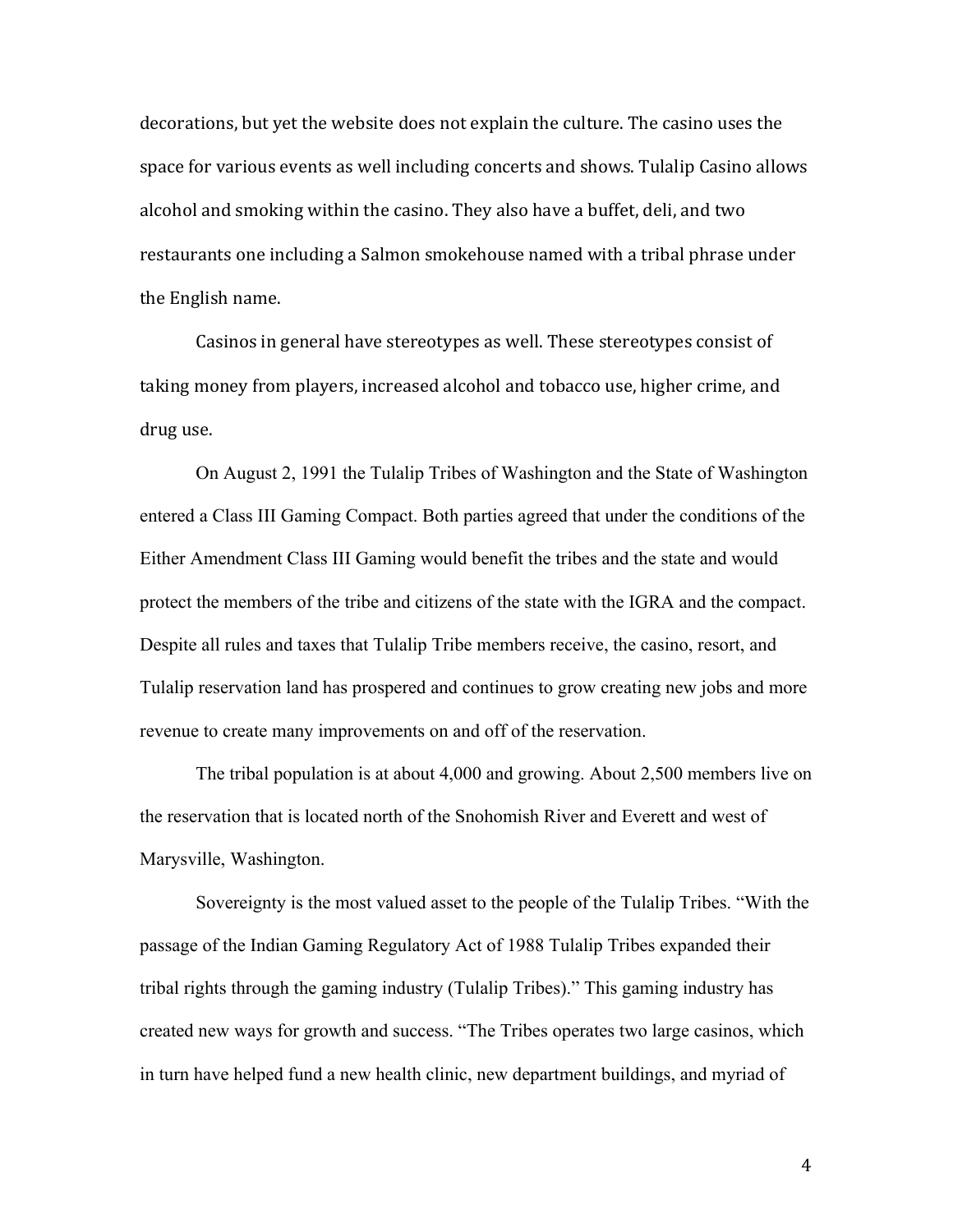decorations, but yet the website does not explain the culture. The casino uses the space for various events as well including concerts and shows. Tulalip Casino allows alcohol and smoking within the casino. They also have a buffet, deli, and two restaurants one including a Salmon smokehouse named with a tribal phrase under the English name.

Casinos in general have stereotypes as well. These stereotypes consist of taking money from players, increased alcohol and tobacco use, higher crime, and drug use.

On August 2, 1991 the Tulalip Tribes of Washington and the State of Washington entered a Class III Gaming Compact. Both parties agreed that under the conditions of the Either Amendment Class III Gaming would benefit the tribes and the state and would protect the members of the tribe and citizens of the state with the IGRA and the compact. Despite all rules and taxes that Tulalip Tribe members receive, the casino, resort, and Tulalip reservation land has prospered and continues to grow creating new jobs and more revenue to create many improvements on and off of the reservation.

The tribal population is at about 4,000 and growing. About 2,500 members live on the reservation that is located north of the Snohomish River and Everett and west of Marysville, Washington.

Sovereignty is the most valued asset to the people of the Tulalip Tribes. "With the passage of the Indian Gaming Regulatory Act of 1988 Tulalip Tribes expanded their tribal rights through the gaming industry (Tulalip Tribes)." This gaming industry has created new ways for growth and success. "The Tribes operates two large casinos, which in turn have helped fund a new health clinic, new department buildings, and myriad of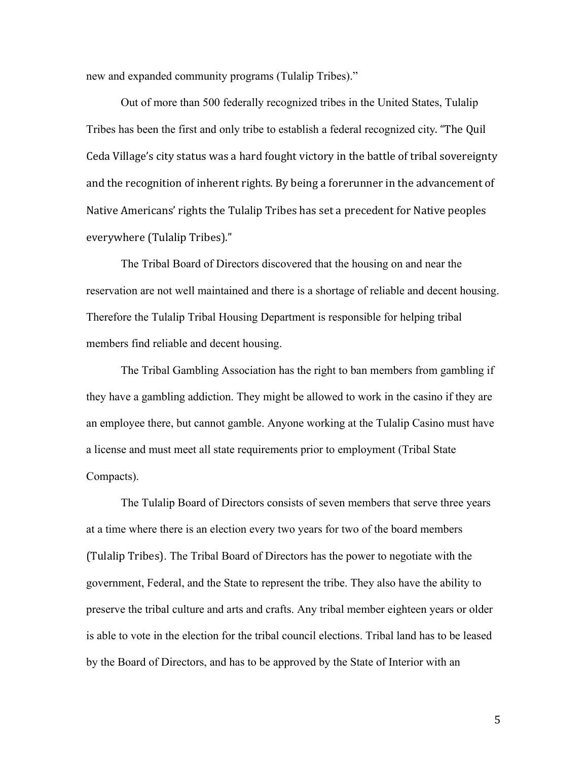new and expanded community programs (Tulalip Tribes)."

Out of more than 500 federally recognized tribes in the United States, Tulalip Tribes has been the first and only tribe to establish a federal recognized city. "The Quil Ceda Village's city status was a hard fought victory in the battle of tribal sovereignty and the recognition of inherent rights. By being a forerunner in the advancement of Native Americans' rights the Tulalip Tribes has set a precedent for Native peoples everywhere (Tulalip Tribes)."

The Tribal Board of Directors discovered that the housing on and near the reservation are not well maintained and there is a shortage of reliable and decent housing. Therefore the Tulalip Tribal Housing Department is responsible for helping tribal members find reliable and decent housing.

The Tribal Gambling Association has the right to ban members from gambling if they have a gambling addiction. They might be allowed to work in the casino if they are an employee there, but cannot gamble. Anyone working at the Tulalip Casino must have a license and must meet all state requirements prior to employment (Tribal State Compacts).

The Tulalip Board of Directors consists of seven members that serve three years at a time where there is an election every two years for two of the board members (Tulalip Tribes). The Tribal Board of Directors has the power to negotiate with the government, Federal, and the State to represent the tribe. They also have the ability to preserve the tribal culture and arts and crafts. Any tribal member eighteen years or older is able to vote in the election for the tribal council elections. Tribal land has to be leased by the Board of Directors, and has to be approved by the State of Interior with an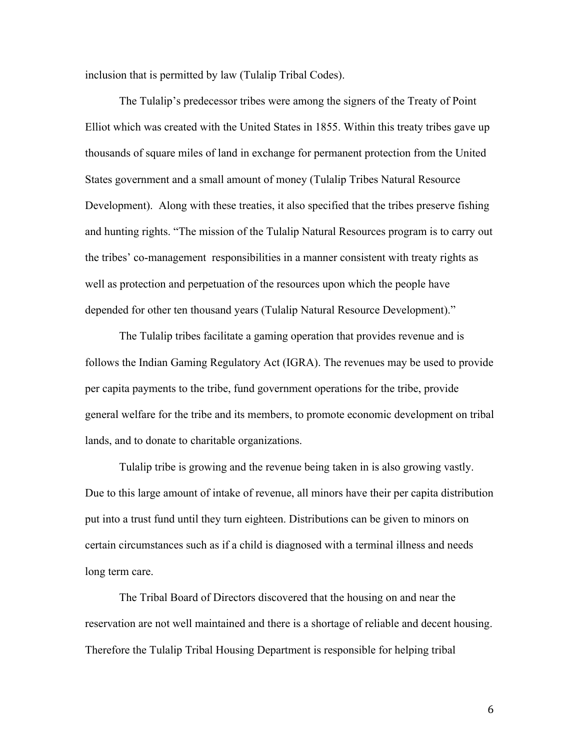inclusion that is permitted by law (Tulalip Tribal Codes).

The Tulalip's predecessor tribes were among the signers of the Treaty of Point Elliot which was created with the United States in 1855. Within this treaty tribes gave up thousands of square miles of land in exchange for permanent protection from the United States government and a small amount of money (Tulalip Tribes Natural Resource Development). Along with these treaties, it also specified that the tribes preserve fishing and hunting rights. "The mission of the Tulalip Natural Resources program is to carry out the tribes' co-management responsibilities in a manner consistent with treaty rights as well as protection and perpetuation of the resources upon which the people have depended for other ten thousand years (Tulalip Natural Resource Development)."

The Tulalip tribes facilitate a gaming operation that provides revenue and is follows the Indian Gaming Regulatory Act (IGRA). The revenues may be used to provide per capita payments to the tribe, fund government operations for the tribe, provide general welfare for the tribe and its members, to promote economic development on tribal lands, and to donate to charitable organizations.

Tulalip tribe is growing and the revenue being taken in is also growing vastly. Due to this large amount of intake of revenue, all minors have their per capita distribution put into a trust fund until they turn eighteen. Distributions can be given to minors on certain circumstances such as if a child is diagnosed with a terminal illness and needs long term care.

The Tribal Board of Directors discovered that the housing on and near the reservation are not well maintained and there is a shortage of reliable and decent housing. Therefore the Tulalip Tribal Housing Department is responsible for helping tribal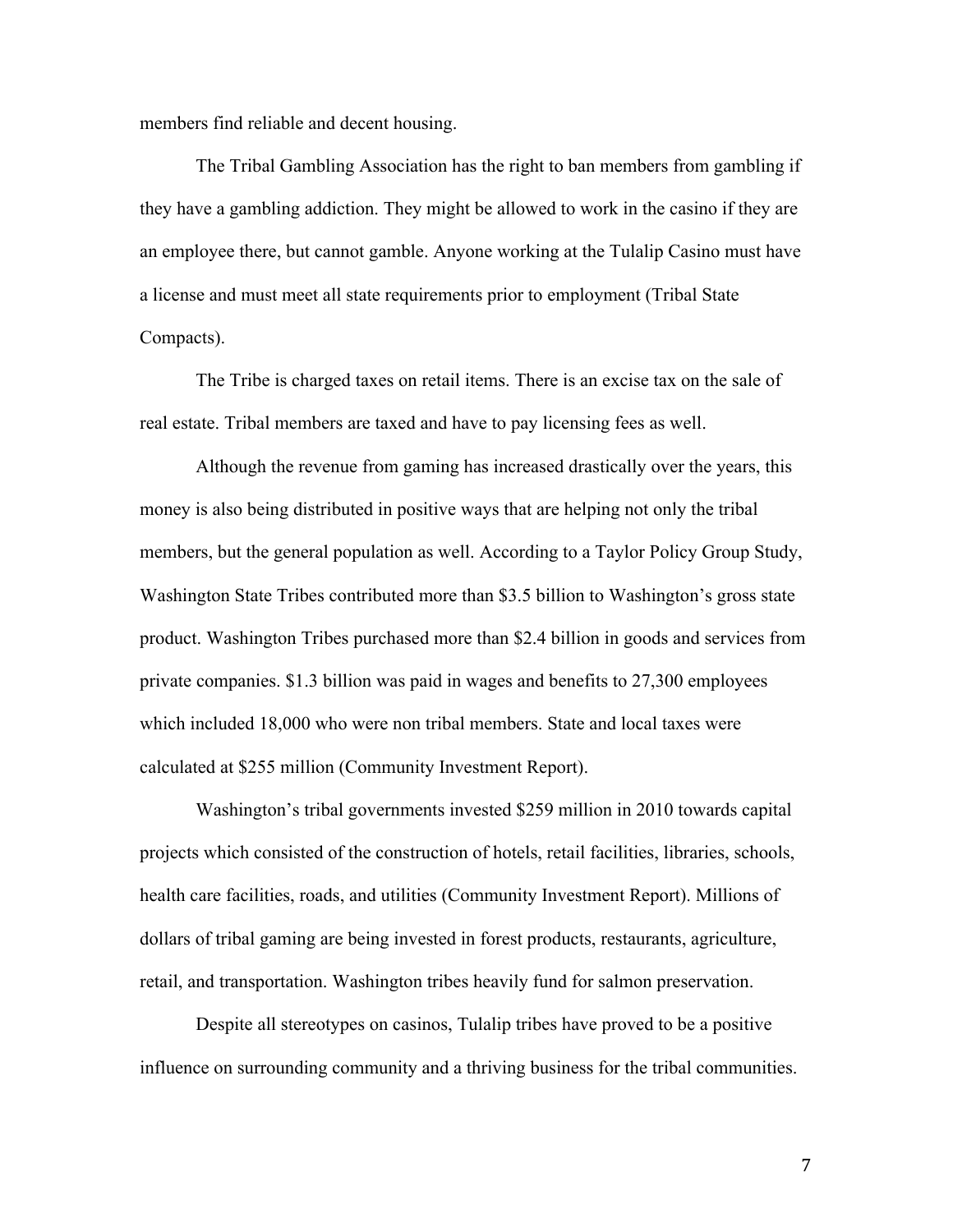members find reliable and decent housing.

The Tribal Gambling Association has the right to ban members from gambling if they have a gambling addiction. They might be allowed to work in the casino if they are an employee there, but cannot gamble. Anyone working at the Tulalip Casino must have a license and must meet all state requirements prior to employment (Tribal State Compacts).

The Tribe is charged taxes on retail items. There is an excise tax on the sale of real estate. Tribal members are taxed and have to pay licensing fees as well.

Although the revenue from gaming has increased drastically over the years, this money is also being distributed in positive ways that are helping not only the tribal members, but the general population as well. According to a Taylor Policy Group Study, Washington State Tribes contributed more than $3.5 billion to Washington's gross state product. Washington Tribes purchased more than $2.4 billion in goods and services from private companies. $1.3 billion was paid in wages and benefits to 27,300 employees which included 18,000 who were non tribal members. State and local taxes were calculated at $255 million (Community Investment Report).

Washington's tribal governments invested $259 million in 2010 towards capital projects which consisted of the construction of hotels, retail facilities, libraries, schools, health care facilities, roads, and utilities (Community Investment Report). Millions of dollars of tribal gaming are being invested in forest products, restaurants, agriculture, retail, and transportation. Washington tribes heavily fund for salmon preservation.

Despite all stereotypes on casinos, Tulalip tribes have proved to be a positive influence on surrounding community and a thriving business for the tribal communities.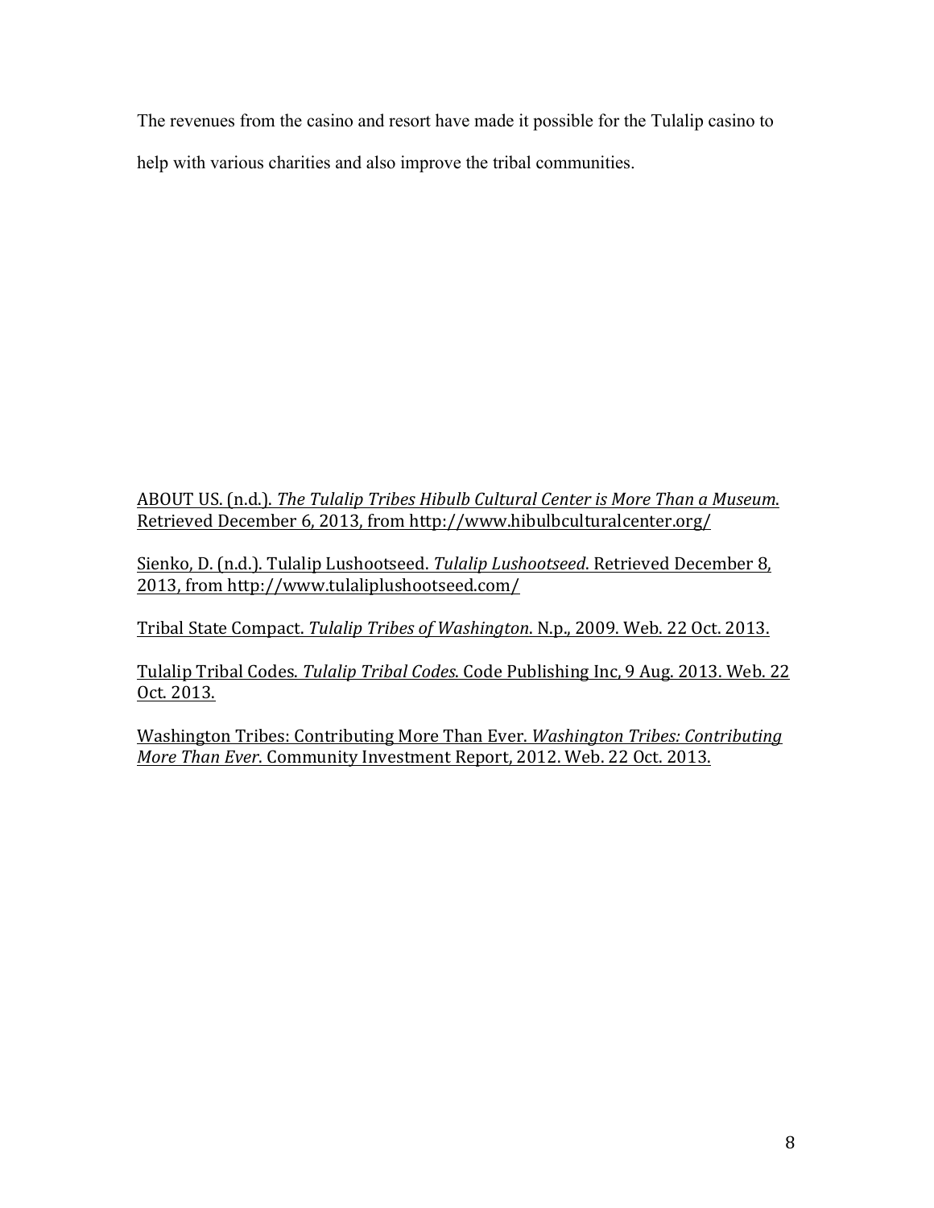The revenues from the casino and resort have made it possible for the Tulalip casino to help with various charities and also improve the tribal communities.

ABOUT US. (n.d.). *The Tulalip Tribes Hibulb Cultural Center is More Than a Museum*. Retrieved December 6, 2013, from http://www.hibulbculturalcenter.org/

Sienko, D. (n.d.). Tulalip Lushootseed. *Tulalip Lushootseed*. Retrieved December 8, 2013, from http://www.tulaliplushootseed.com/

Tribal State Compact. *Tulalip Tribes of Washington*. N.p., 2009. Web. 22 Oct. 2013.

Tulalip Tribal Codes. *Tulalip Tribal Codes*. Code Publishing Inc, 9 Aug. 2013. Web. 22 Oct. 2013.

Washington Tribes: Contributing More Than Ever. *Washington Tribes: Contributing More Than Ever*. Community Investment Report, 2012. Web. 22 Oct. 2013.